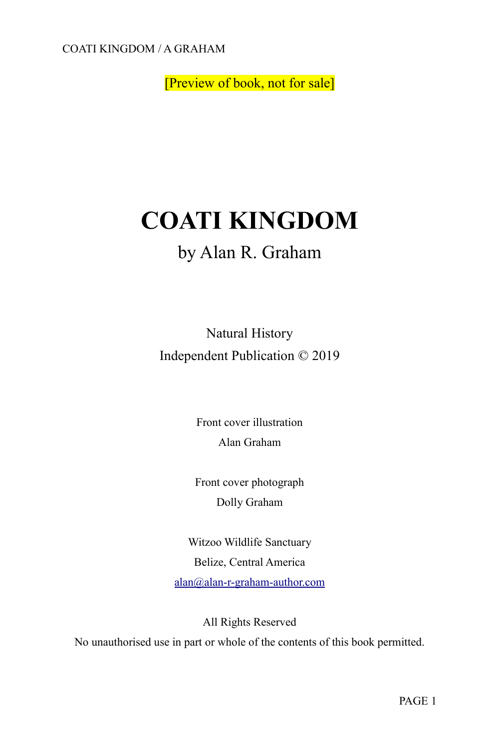[Preview of book, not for sale]

# COATI KINGDOM

## by Alan R. Graham

Natural History

Independent Publication © 2019

Front cover illustration

Alan Graham

Front cover photograph

Dolly Graham

Witzoo Wildlife Sanctuary

Belize, Central America

alan@alan-r-graham-author.com

All Rights Reserved

No unauthorised use in part or whole of the contents of this book permitted.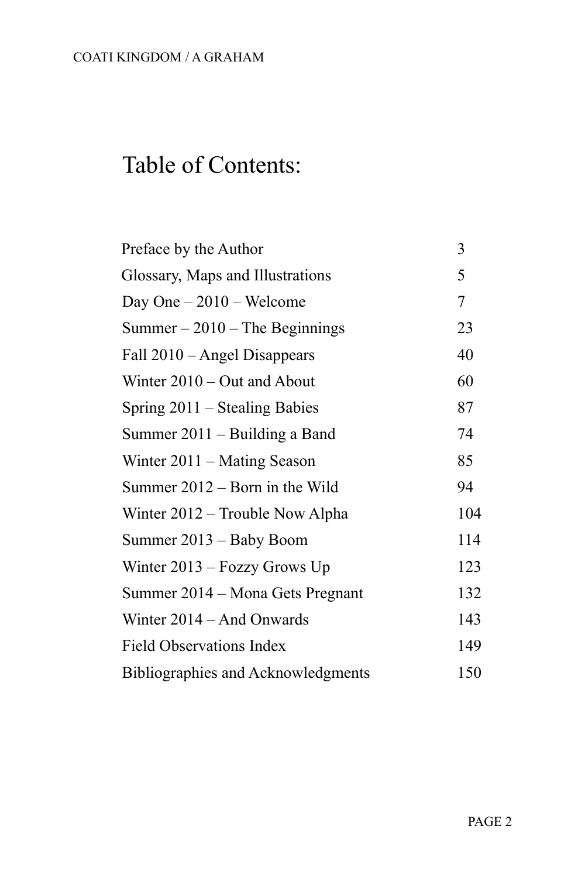# Table of Contents:

| | |
|---|---|
| Preface by the Author | 3 |
| Glossary, Maps and Illustrations | 5 |
| Day One – 2010 – Welcome | 7 |
| Summer – 2010 – The Beginnings | 23 |
| Fall 2010 – Angel Disappears | 40 |
| Winter 2010 – Out and About | 60 |
| Spring 2011 – Stealing Babies | 87 |
| Summer 2011 – Building a Band | 74 |
| Winter 2011 – Mating Season | 85 |
| Summer 2012 – Born in the Wild | 94 |
| Winter 2012 – Trouble Now Alpha | 104 |
| Summer 2013 – Baby Boom | 114 |
| Winter 2013 – Fozzy Grows Up | 123 |
| Summer 2014 – Mona Gets Pregnant | 132 |
| Winter 2014 – And Onwards | 143 |
| Field Observations Index | 149 |
| Bibliographies and Acknowledgments | 150 |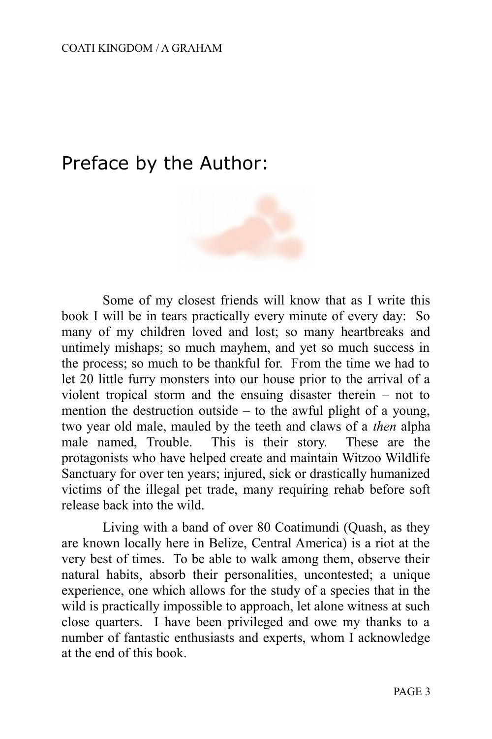# Preface by the Author:

Some of my closest friends will know that as I write this book I will be in tears practically every minute of every day: So many of my children loved and lost; so many heartbreaks and untimely mishaps; so much mayhem, and yet so much success in the process; so much to be thankful for. From the time we had to let 20 little furry monsters into our house prior to the arrival of a violent tropical storm and the ensuing disaster therein – not to mention the destruction outside – to the awful plight of a young, two year old male, mauled by the teeth and claws of a *then* alpha male named, Trouble. This is their story. These are the protagonists who have helped create and maintain Witzoo Wildlife Sanctuary for over ten years; injured, sick or drastically humanized victims of the illegal pet trade, many requiring rehab before soft release back into the wild.

Living with a band of over 80 Coatimundi (Quash, as they are known locally here in Belize, Central America) is a riot at the very best of times. To be able to walk among them, observe their natural habits, absorb their personalities, uncontested; a unique experience, one which allows for the study of a species that in the wild is practically impossible to approach, let alone witness at such close quarters. I have been privileged and owe my thanks to a number of fantastic enthusiasts and experts, whom I acknowledge at the end of this book.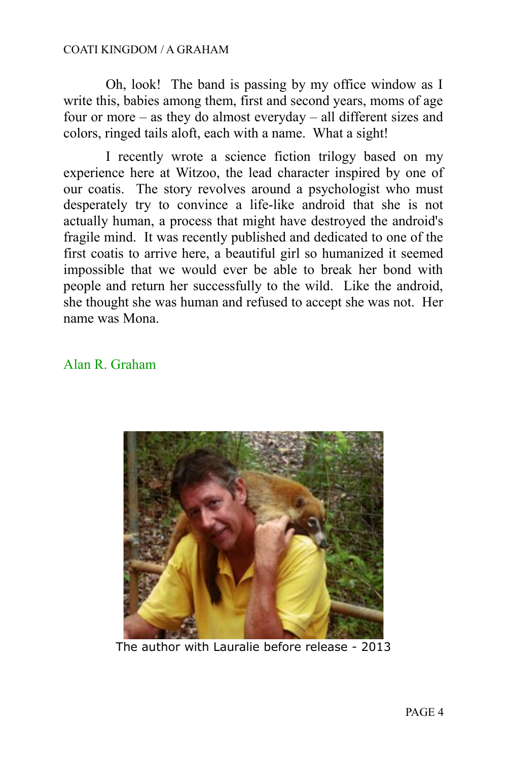Oh, look! The band is passing by my office window as I write this, babies among them, first and second years, moms of age four or more – as they do almost everyday – all different sizes and colors, ringed tails aloft, each with a name. What a sight!

I recently wrote a science fiction trilogy based on my experience here at Witzoo, the lead character inspired by one of our coatis. The story revolves around a psychologist who must desperately try to convince a life-like android that she is not actually human, a process that might have destroyed the android's fragile mind. It was recently published and dedicated to one of the first coatis to arrive here, a beautiful girl so humanized it seemed impossible that we would ever be able to break her bond with people and return her successfully to the wild. Like the android, she thought she was human and refused to accept she was not. Her name was Mona.

Alan R. Graham

The author with Lauralie before release - 2013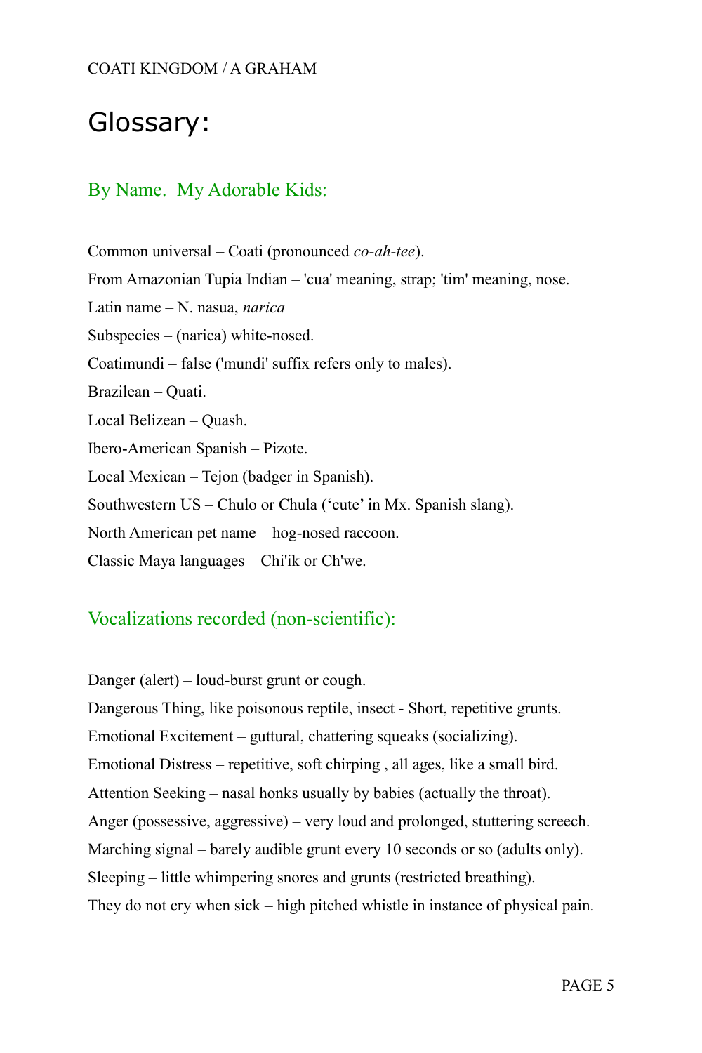# Glossary:

## By Name. My Adorable Kids:

Common universal – Coati (pronounced *co-ah-tee*).

From Amazonian Tupia Indian – 'cua' meaning, strap; 'tim' meaning, nose.

Latin name – N. nasua, *narica*

Subspecies – (narica) white-nosed.

Coatimundi – false ('mundi' suffix refers only to males).

Brazilean – Quati.

Local Belizean – Quash.

Ibero-American Spanish – Pizote.

Local Mexican – Tejon (badger in Spanish).

Southwestern US – Chulo or Chula ('cute' in Mx. Spanish slang).

North American pet name – hog-nosed raccoon.

Classic Maya languages – Chi'ik or Ch'we.

## Vocalizations recorded (non-scientific):

Danger (alert) – loud-burst grunt or cough.

Dangerous Thing, like poisonous reptile, insect - Short, repetitive grunts.

Emotional Excitement – guttural, chattering squeaks (socializing).

Emotional Distress – repetitive, soft chirping , all ages, like a small bird.

Attention Seeking – nasal honks usually by babies (actually the throat).

Anger (possessive, aggressive) – very loud and prolonged, stuttering screech.

Marching signal – barely audible grunt every 10 seconds or so (adults only).

Sleeping – little whimpering snores and grunts (restricted breathing).

They do not cry when sick – high pitched whistle in instance of physical pain.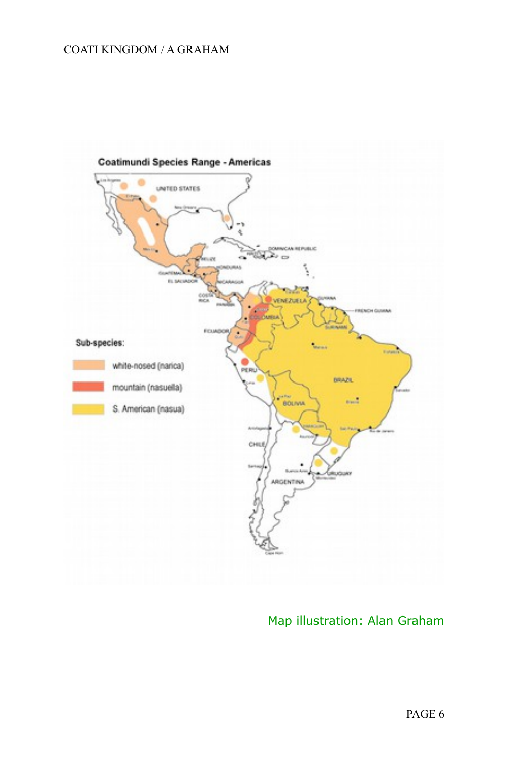Coatimundi Species Range - Americas

Sub-species:

- white-nosed (narica)
- mountain (nasuella)
- S. American (nasua)

Map illustration: Alan Graham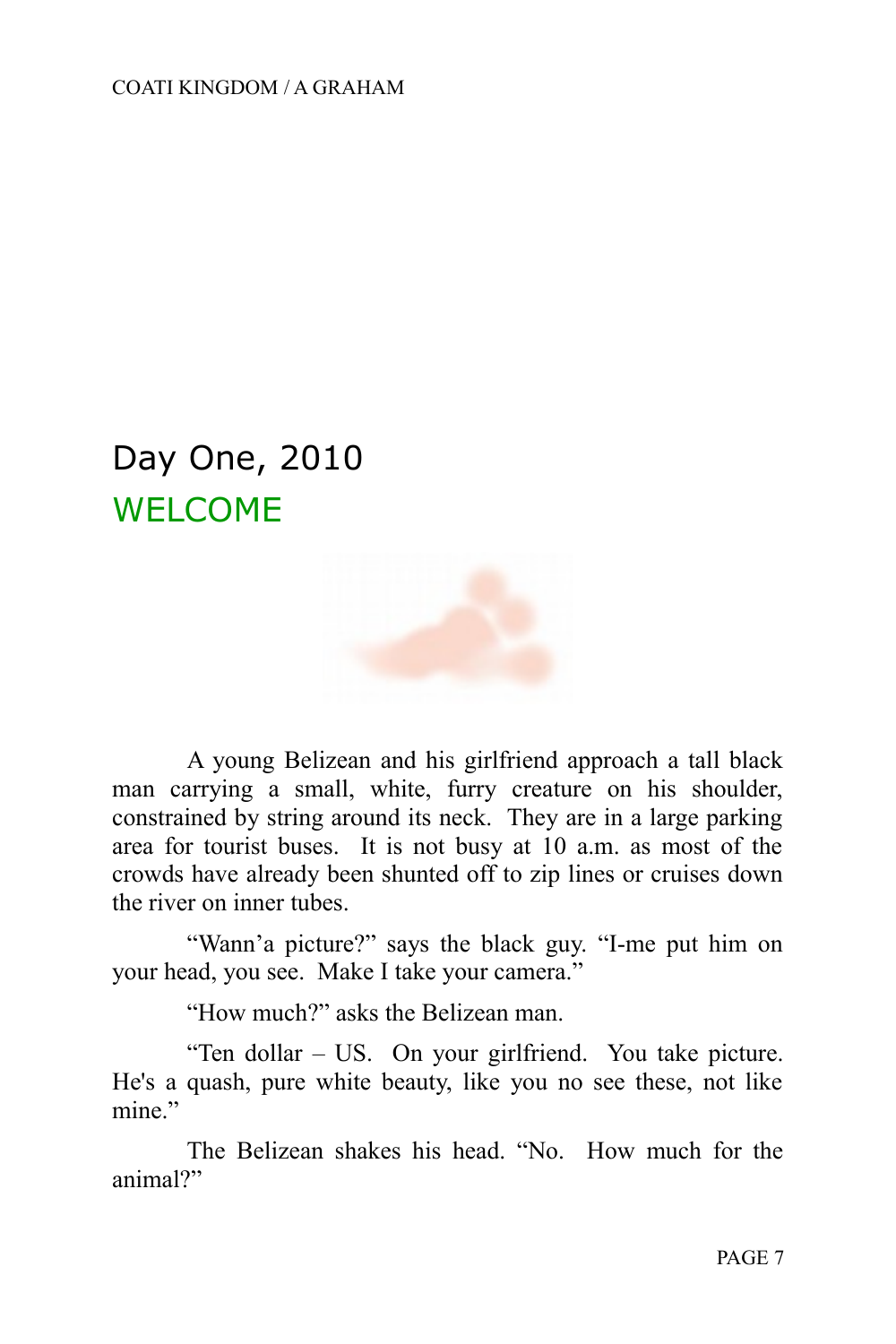# Day One, 2010

## WELCOME

A young Belizean and his girlfriend approach a tall black man carrying a small, white, furry creature on his shoulder, constrained by string around its neck. They are in a large parking area for tourist buses. It is not busy at 10 a.m. as most of the crowds have already been shunted off to zip lines or cruises down the river on inner tubes.

"Wann'a picture?" says the black guy. "I-me put him on your head, you see. Make I take your camera."

"How much?" asks the Belizean man.

"Ten dollar – US. On your girlfriend. You take picture. He's a quash, pure white beauty, like you no see these, not like mine."

The Belizean shakes his head. "No. How much for the animal?"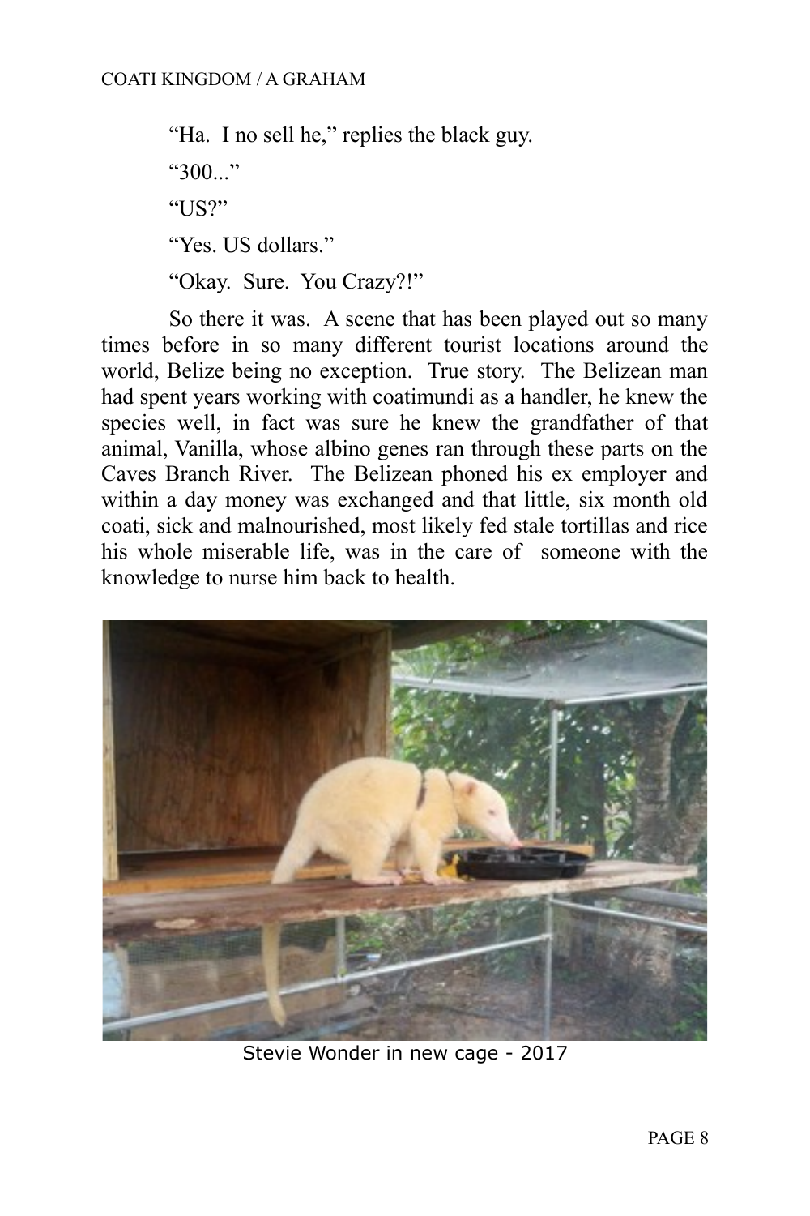"Ha. I no sell he," replies the black guy.

"300..."

"US?"

"Yes. US dollars."

"Okay. Sure. You Crazy?!"

So there it was. A scene that has been played out so many times before in so many different tourist locations around the world, Belize being no exception. True story. The Belizean man had spent years working with coatimundi as a handler, he knew the species well, in fact was sure he knew the grandfather of that animal, Vanilla, whose albino genes ran through these parts on the Caves Branch River. The Belizean phoned his ex employer and within a day money was exchanged and that little, six month old coati, sick and malnourished, most likely fed stale tortillas and rice his whole miserable life, was in the care of someone with the knowledge to nurse him back to health.

Stevie Wonder in new cage - 2017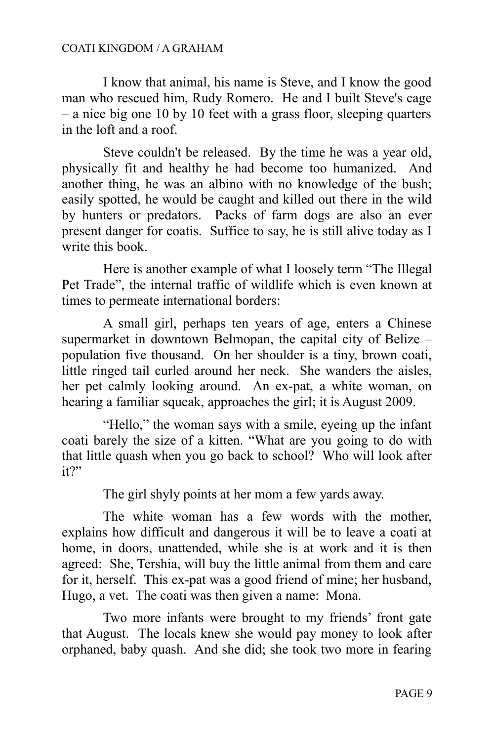I know that animal, his name is Steve, and I know the good man who rescued him, Rudy Romero. He and I built Steve's cage – a nice big one 10 by 10 feet with a grass floor, sleeping quarters in the loft and a roof.

Steve couldn't be released. By the time he was a year old, physically fit and healthy he had become too humanized. And another thing, he was an albino with no knowledge of the bush; easily spotted, he would be caught and killed out there in the wild by hunters or predators. Packs of farm dogs are also an ever present danger for coatis. Suffice to say, he is still alive today as I write this book.

Here is another example of what I loosely term "The Illegal Pet Trade", the internal traffic of wildlife which is even known at times to permeate international borders:

A small girl, perhaps ten years of age, enters a Chinese supermarket in downtown Belmopan, the capital city of Belize – population five thousand. On her shoulder is a tiny, brown coati, little ringed tail curled around her neck. She wanders the aisles, her pet calmly looking around. An ex-pat, a white woman, on hearing a familiar squeak, approaches the girl; it is August 2009.

"Hello," the woman says with a smile, eyeing up the infant coati barely the size of a kitten. "What are you going to do with that little quash when you go back to school? Who will look after it?"

The girl shyly points at her mom a few yards away.

The white woman has a few words with the mother, explains how difficult and dangerous it will be to leave a coati at home, in doors, unattended, while she is at work and it is then agreed: She, Tershia, will buy the little animal from them and care for it, herself. This ex-pat was a good friend of mine; her husband, Hugo, a vet. The coati was then given a name: Mona.

Two more infants were brought to my friends' front gate that August. The locals knew she would pay money to look after orphaned, baby quash. And she did; she took two more in fearing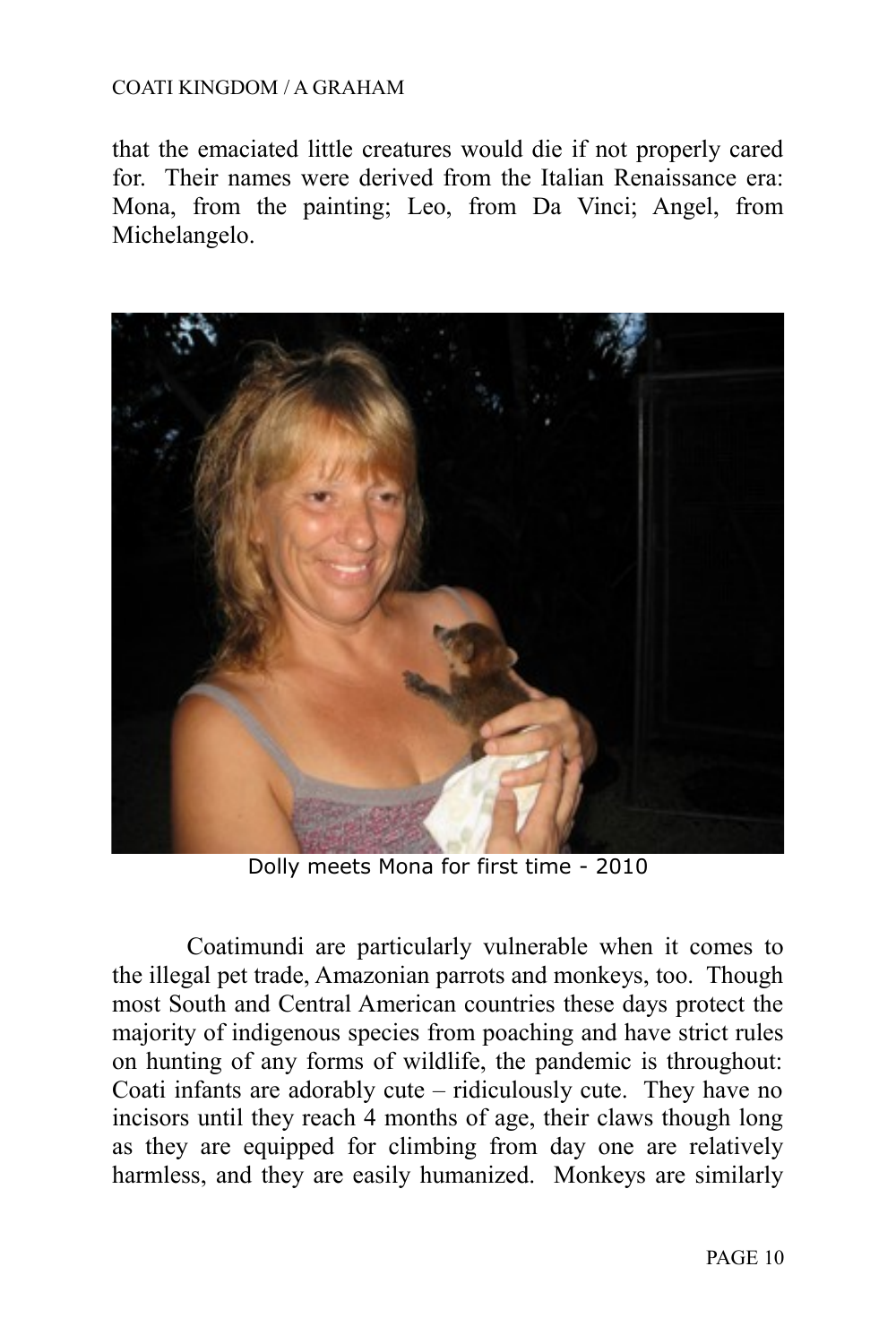that the emaciated little creatures would die if not properly cared for. Their names were derived from the Italian Renaissance era: Mona, from the painting; Leo, from Da Vinci; Angel, from Michelangelo.

Dolly meets Mona for first time - 2010

Coatimundi are particularly vulnerable when it comes to the illegal pet trade, Amazonian parrots and monkeys, too. Though most South and Central American countries these days protect the majority of indigenous species from poaching and have strict rules on hunting of any forms of wildlife, the pandemic is throughout: Coati infants are adorably cute – ridiculously cute. They have no incisors until they reach 4 months of age, their claws though long as they are equipped for climbing from day one are relatively harmless, and they are easily humanized. Monkeys are similarly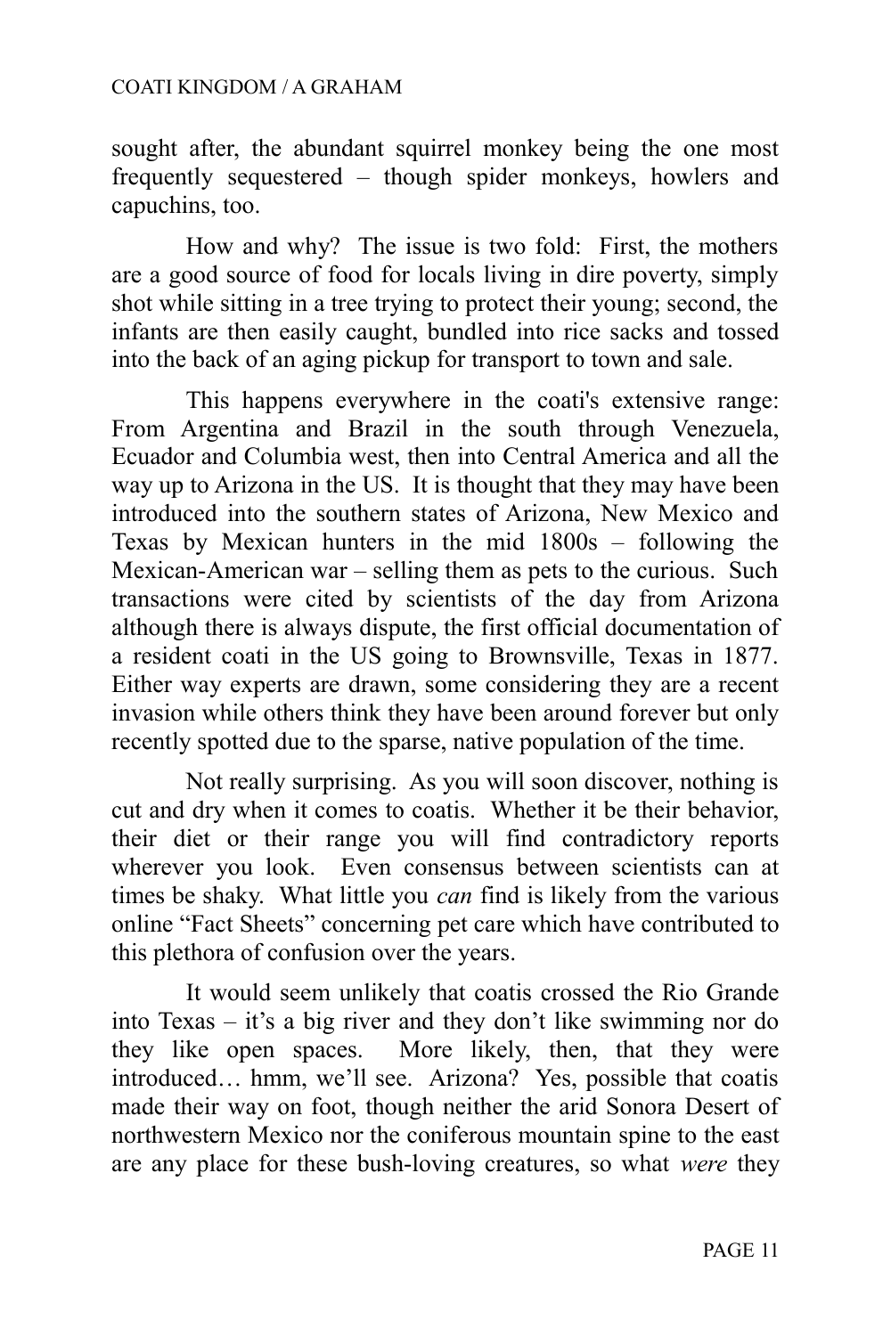sought after, the abundant squirrel monkey being the one most frequently sequestered – though spider monkeys, howlers and capuchins, too.

How and why? The issue is two fold: First, the mothers are a good source of food for locals living in dire poverty, simply shot while sitting in a tree trying to protect their young; second, the infants are then easily caught, bundled into rice sacks and tossed into the back of an aging pickup for transport to town and sale.

This happens everywhere in the coati's extensive range: From Argentina and Brazil in the south through Venezuela, Ecuador and Columbia west, then into Central America and all the way up to Arizona in the US. It is thought that they may have been introduced into the southern states of Arizona, New Mexico and Texas by Mexican hunters in the mid 1800s – following the Mexican-American war – selling them as pets to the curious. Such transactions were cited by scientists of the day from Arizona although there is always dispute, the first official documentation of a resident coati in the US going to Brownsville, Texas in 1877. Either way experts are drawn, some considering they are a recent invasion while others think they have been around forever but only recently spotted due to the sparse, native population of the time.

Not really surprising. As you will soon discover, nothing is cut and dry when it comes to coatis. Whether it be their behavior, their diet or their range you will find contradictory reports wherever you look. Even consensus between scientists can at times be shaky. What little you *can* find is likely from the various online "Fact Sheets" concerning pet care which have contributed to this plethora of confusion over the years.

It would seem unlikely that coatis crossed the Rio Grande into Texas – it's a big river and they don't like swimming nor do they like open spaces. More likely, then, that they were introduced… hmm, we'll see. Arizona? Yes, possible that coatis made their way on foot, though neither the arid Sonora Desert of northwestern Mexico nor the coniferous mountain spine to the east are any place for these bush-loving creatures, so what *were* they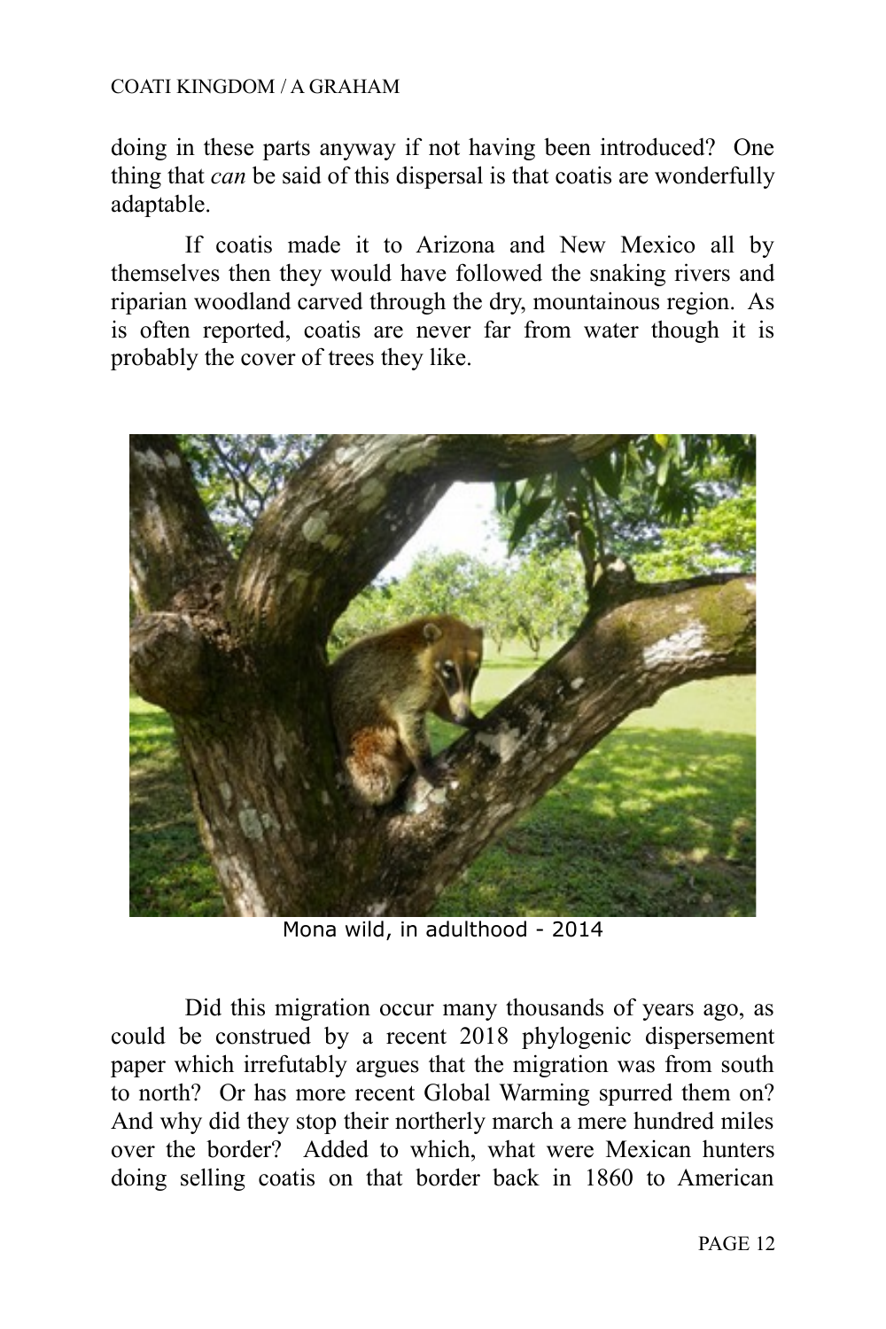doing in these parts anyway if not having been introduced? One thing that *can* be said of this dispersal is that coatis are wonderfully adaptable.

If coatis made it to Arizona and New Mexico all by themselves then they would have followed the snaking rivers and riparian woodland carved through the dry, mountainous region. As is often reported, coatis are never far from water though it is probably the cover of trees they like.

Mona wild, in adulthood - 2014

Did this migration occur many thousands of years ago, as could be construed by a recent 2018 phylogenic dispersement paper which irrefutably argues that the migration was from south to north? Or has more recent Global Warming spurred them on? And why did they stop their northerly march a mere hundred miles over the border? Added to which, what were Mexican hunters doing selling coatis on that border back in 1860 to American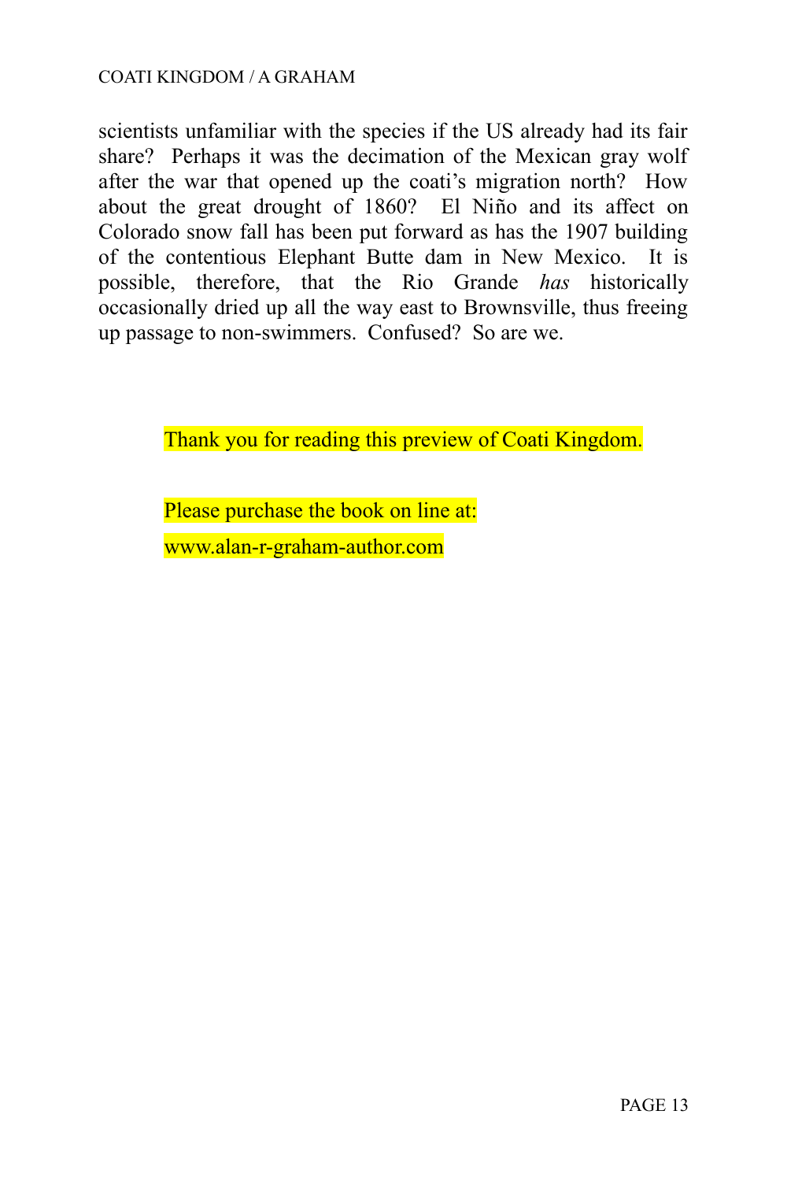scientists unfamiliar with the species if the US already had its fair share? Perhaps it was the decimation of the Mexican gray wolf after the war that opened up the coati's migration north? How about the great drought of 1860? El Niño and its affect on Colorado snow fall has been put forward as has the 1907 building of the contentious Elephant Butte dam in New Mexico. It is possible, therefore, that the Rio Grande *has* historically occasionally dried up all the way east to Brownsville, thus freeing up passage to non-swimmers. Confused? So are we.

Thank you for reading this preview of Coati Kingdom.

Please purchase the book on line at:
www.alan-r-graham-author.com